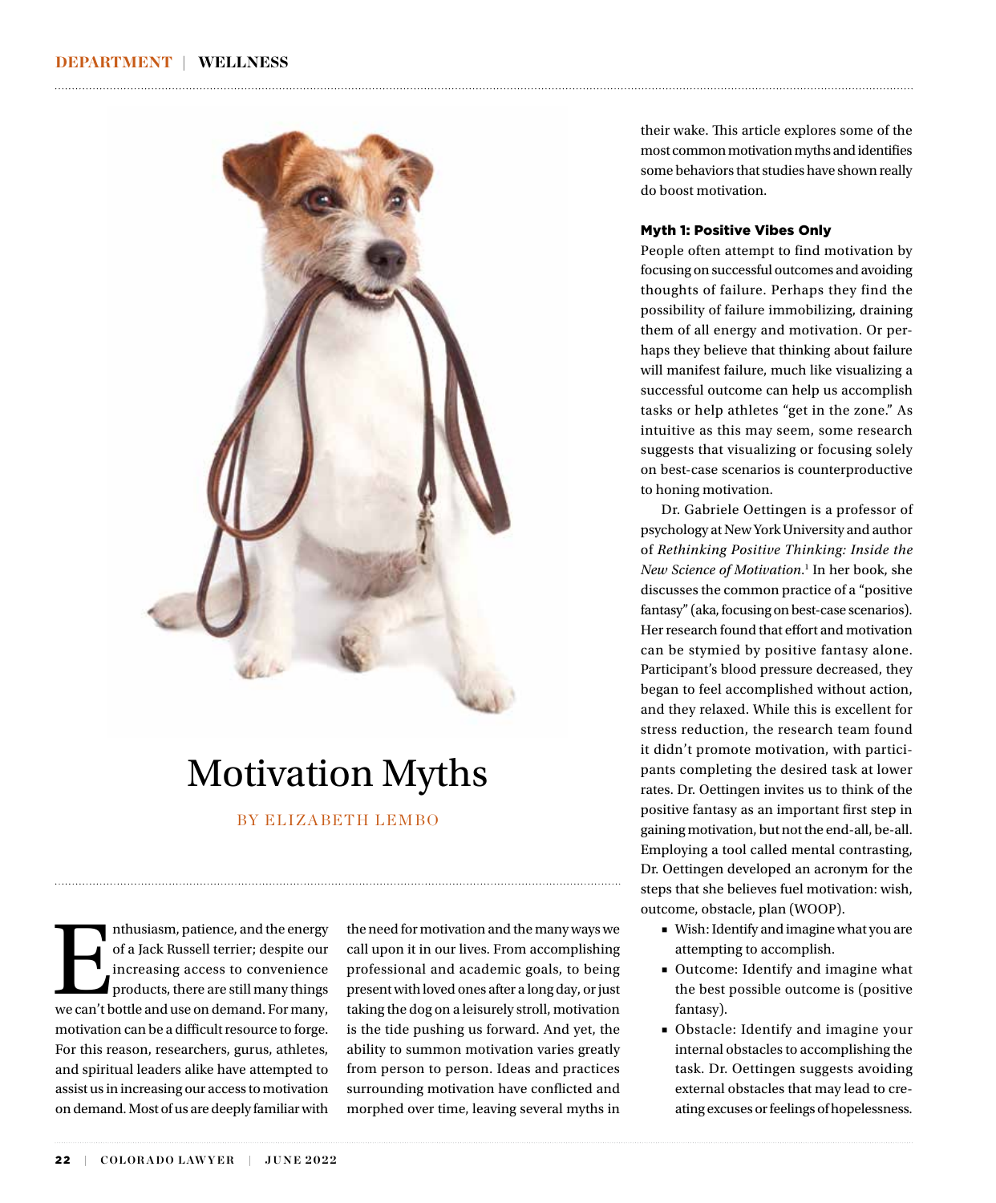# Motivation Myths

BY ELIZABETH LEMBO

Enthusiasm, patience, and the energy of a Jack Russell terrier; despite our increasing access to convenience products, there are still many things we can't bottle and use on demand. For many, motivation can be a difficult resource to forge. For this reason, researchers, gurus, athletes, and spiritual leaders alike have attempted to assist us in increasing our access to motivation on demand. Most of us are deeply familiar with the need for motivation and the many ways we call upon it in our lives. From accomplishing professional and academic goals, to being present with loved ones after a long day, or just taking the dog on a leisurely stroll, motivation is the tide pushing us forward. And yet, the ability to summon motivation varies greatly from person to person. Ideas and practices surrounding motivation have conflicted and morphed over time, leaving several myths in their wake. This article explores some of the most common motivation myths and identifies some behaviors that studies have shown really do boost motivation.

## Myth 1: Positive Vibes Only

People often attempt to find motivation by focusing on successful outcomes and avoiding thoughts of failure. Perhaps they find the possibility of failure immobilizing, draining them of all energy and motivation. Or perhaps they believe that thinking about failure will manifest failure, much like visualizing a successful outcome can help us accomplish tasks or help athletes "get in the zone." As intuitive as this may seem, some research suggests that visualizing or focusing solely on best-case scenarios is counterproductive to honing motivation.

Dr. Gabriele Oettingen is a professor of psychology at New York University and author of *Rethinking Positive Thinking: Inside the New Science of Motivation*.[1] In her book, she discusses the common practice of a "positive fantasy" (aka, focusing on best-case scenarios). Her research found that effort and motivation can be stymied by positive fantasy alone. Participant's blood pressure decreased, they began to feel accomplished without action, and they relaxed. While this is excellent for stress reduction, the research team found it didn't promote motivation, with participants completing the desired task at lower rates. Dr. Oettingen invites us to think of the positive fantasy as an important first step in gaining motivation, but not the end-all, be-all. Employing a tool called mental contrasting, Dr. Oettingen developed an acronym for the steps that she believes fuel motivation: wish, outcome, obstacle, plan (WOOP).

- Wish: Identify and imagine what you are attempting to accomplish.
- Outcome: Identify and imagine what the best possible outcome is (positive fantasy).
- Obstacle: Identify and imagine your internal obstacles to accomplishing the task. Dr. Oettingen suggests avoiding external obstacles that may lead to creating excuses or feelings of hopelessness.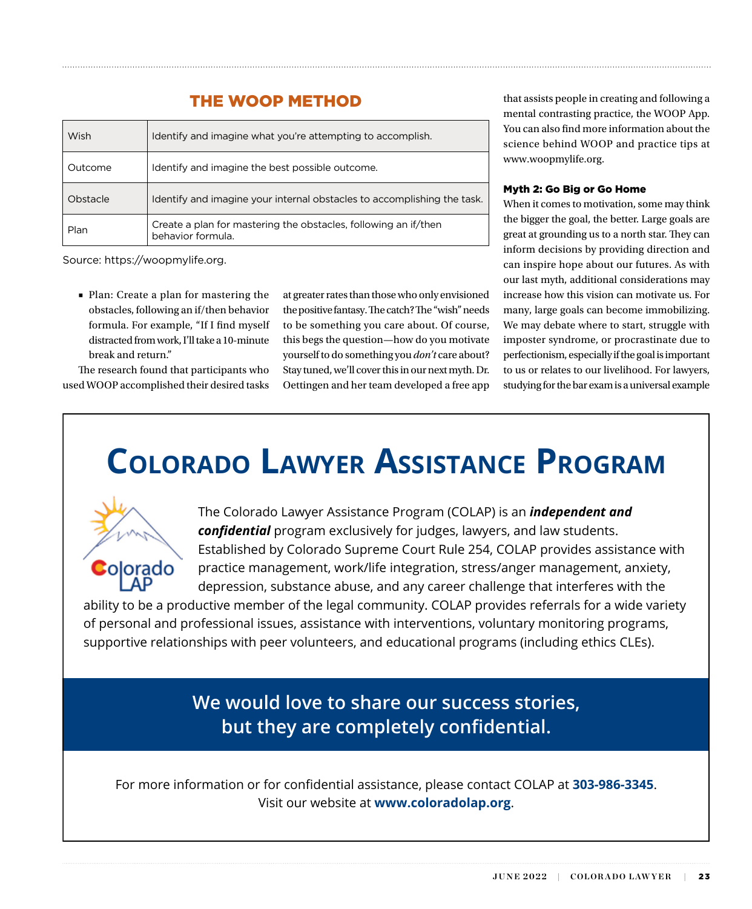## THE WOOP METHOD

| | |
|---|---|
| Wish | Identify and imagine what you're attempting to accomplish. |
| Outcome | Identify and imagine the best possible outcome. |
| Obstacle | Identify and imagine your internal obstacles to accomplishing the task. |
| Plan | Create a plan for mastering the obstacles, following an if/then behavior formula. |

Source: https://woopmylife.org.

- Plan: Create a plan for mastering the obstacles, following an if/then behavior formula. For example, "If I find myself distracted from work, I'll take a 10-minute break and return."

The research found that participants who used WOOP accomplished their desired tasks at greater rates than those who only envisioned the positive fantasy. The catch? The "wish" needs to be something you care about. Of course, this begs the question—how do you motivate yourself to do something you *don't* care about? Stay tuned, we'll cover this in our next myth. Dr. Oettingen and her team developed a free app that assists people in creating and following a mental contrasting practice, the WOOP App. You can also find more information about the science behind WOOP and practice tips at www.woopmylife.org.

#### Myth 2: Go Big or Go Home

When it comes to motivation, some may think the bigger the goal, the better. Large goals are great at grounding us to a north star. They can inform decisions by providing direction and can inspire hope about our futures. As with our last myth, additional considerations may increase how this vision can motivate us. For many, large goals can become immobilizing. We may debate where to start, struggle with imposter syndrome, or procrastinate due to perfectionism, especially if the goal is important to us or relates to our livelihood. For lawyers, studying for the bar exam is a universal example

---

# Colorado Lawyer Assistance Program

The Colorado Lawyer Assistance Program (COLAP) is an ***independent and confidential*** program exclusively for judges, lawyers, and law students. Established by Colorado Supreme Court Rule 254, COLAP provides assistance with practice management, work/life integration, stress/anger management, anxiety, depression, substance abuse, and any career challenge that interferes with the ability to be a productive member of the legal community. COLAP provides referrals for a wide variety of personal and professional issues, assistance with interventions, voluntary monitoring programs, supportive relationships with peer volunteers, and educational programs (including ethics CLEs).

**We would love to share our success stories, but they are completely confidential.**

For more information or for confidential assistance, please contact COLAP at **303-986-3345**. Visit our website at **www.coloradolap.org**.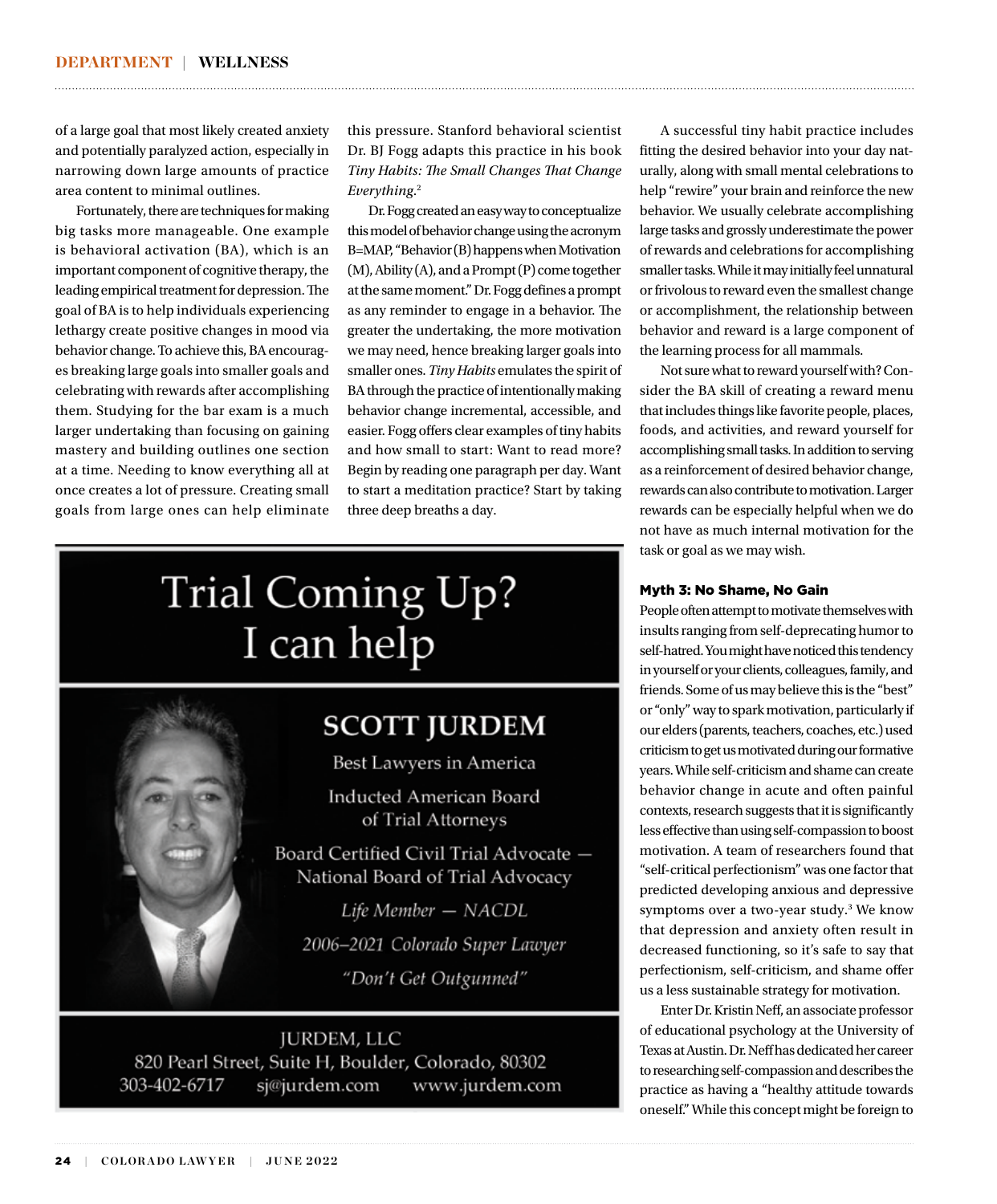of a large goal that most likely created anxiety and potentially paralyzed action, especially in narrowing down large amounts of practice area content to minimal outlines.

Fortunately, there are techniques for making big tasks more manageable. One example is behavioral activation (BA), which is an important component of cognitive therapy, the leading empirical treatment for depression. The goal of BA is to help individuals experiencing lethargy create positive changes in mood via behavior change. To achieve this, BA encourages breaking large goals into smaller goals and celebrating with rewards after accomplishing them. Studying for the bar exam is a much larger undertaking than focusing on gaining mastery and building outlines one section at a time. Needing to know everything all at once creates a lot of pressure. Creating small goals from large ones can help eliminate this pressure. Stanford behavioral scientist Dr. BJ Fogg adapts this practice in his book *Tiny Habits: The Small Changes That Change Everything*.[2]

Dr. Fogg created an easy way to conceptualize this model of behavior change using the acronym B=MAP, "Behavior (B) happens when Motivation (M), Ability (A), and a Prompt (P) come together at the same moment." Dr. Fogg defines a prompt as any reminder to engage in a behavior. The greater the undertaking, the more motivation we may need, hence breaking larger goals into smaller ones. *Tiny Habits* emulates the spirit of BA through the practice of intentionally making behavior change incremental, accessible, and easier. Fogg offers clear examples of tiny habits and how small to start: Want to read more? Begin by reading one paragraph per day. Want to start a meditation practice? Start by taking three deep breaths a day.

A successful tiny habit practice includes fitting the desired behavior into your day naturally, along with small mental celebrations to help "rewire" your brain and reinforce the new behavior. We usually celebrate accomplishing large tasks and grossly underestimate the power of rewards and celebrations for accomplishing smaller tasks. While it may initially feel unnatural or frivolous to reward even the smallest change or accomplishment, the relationship between behavior and reward is a large component of the learning process for all mammals.

Not sure what to reward yourself with? Consider the BA skill of creating a reward menu that includes things like favorite people, places, foods, and activities, and reward yourself for accomplishing small tasks. In addition to serving as a reinforcement of desired behavior change, rewards can also contribute to motivation. Larger rewards can be especially helpful when we do not have as much internal motivation for the task or goal as we may wish.

#### Myth 3: No Shame, No Gain

People often attempt to motivate themselves with insults ranging from self-deprecating humor to self-hatred. You might have noticed this tendency in yourself or your clients, colleagues, family, and friends. Some of us may believe this is the "best" or "only" way to spark motivation, particularly if our elders (parents, teachers, coaches, etc.) used criticism to get us motivated during our formative years. While self-criticism and shame can create behavior change in acute and often painful contexts, research suggests that it is significantly less effective than using self-compassion to boost motivation. A team of researchers found that "self-critical perfectionism" was one factor that predicted developing anxious and depressive symptoms over a two-year study.[3] We know that depression and anxiety often result in decreased functioning, so it's safe to say that perfectionism, self-criticism, and shame offer us a less sustainable strategy for motivation.

Enter Dr. Kristin Neff, an associate professor of educational psychology at the University of Texas at Austin. Dr. Neff has dedicated her career to researching self-compassion and describes the practice as having a "healthy attitude towards oneself." While this concept might be foreign to

Trial Coming Up?
I can help

SCOTT JURDEM

Best Lawyers in America

Inducted American Board of Trial Attorneys

Board Certified Civil Trial Advocate — National Board of Trial Advocacy

*Life Member — NACDL*

*2006–2021 Colorado Super Lawyer*

*"Don't Get Outgunned"*

JURDEM, LLC
820 Pearl Street, Suite H, Boulder, Colorado, 80302
303-402-6717 sj@jurdem.com www.jurdem.com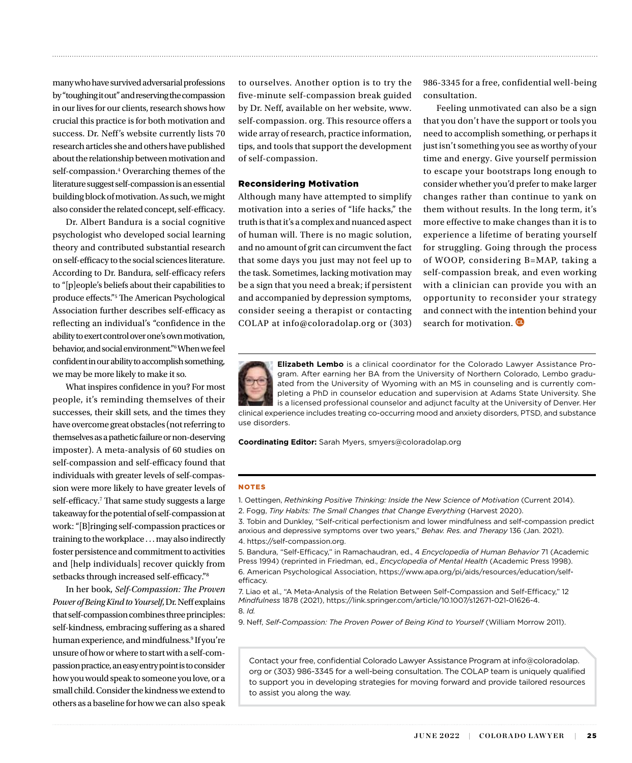many who have survived adversarial professions by "toughing it out" and reserving the compassion in our lives for our clients, research shows how crucial this practice is for both motivation and success. Dr. Neff's website currently lists 70 research articles she and others have published about the relationship between motivation and self-compassion.[4] Overarching themes of the literature suggest self-compassion is an essential building block of motivation. As such, we might also consider the related concept, self-efficacy.

Dr. Albert Bandura is a social cognitive psychologist who developed social learning theory and contributed substantial research on self-efficacy to the social sciences literature. According to Dr. Bandura, self-efficacy refers to "[p]eople's beliefs about their capabilities to produce effects."[5] The American Psychological Association further describes self-efficacy as reflecting an individual's "confidence in the ability to exert control over one's own motivation, behavior, and social environment."[6] When we feel confident in our ability to accomplish something, we may be more likely to make it so.

What inspires confidence in you? For most people, it's reminding themselves of their successes, their skill sets, and the times they have overcome great obstacles (not referring to themselves as a pathetic failure or non-deserving imposter). A meta-analysis of 60 studies on self-compassion and self-efficacy found that individuals with greater levels of self-compassion were more likely to have greater levels of self-efficacy.[7] That same study suggests a large takeaway for the potential of self-compassion at work: "[B]ringing self-compassion practices or training to the workplace . . . may also indirectly foster persistence and commitment to activities and [help individuals] recover quickly from setbacks through increased self-efficacy."[8]

In her book, *Self-Compassion: The Proven Power of Being Kind to Yourself*, Dr. Neff explains that self-compassion combines three principles: self-kindness, embracing suffering as a shared human experience, and mindfulness.[9] If you're unsure of how or where to start with a self-compassion practice, an easy entry point is to consider how you would speak to someone you love, or a small child. Consider the kindness we extend to others as a baseline for how we can also speak to ourselves. Another option is to try the five-minute self-compassion break guided by Dr. Neff, available on her website, www.self-compassion.org. This resource offers a wide array of research, practice information, tips, and tools that support the development of self-compassion.

### Reconsidering Motivation

Although many have attempted to simplify motivation into a series of "life hacks," the truth is that it's a complex and nuanced aspect of human will. There is no magic solution, and no amount of grit can circumvent the fact that some days you just may not feel up to the task. Sometimes, lacking motivation may be a sign that you need a break; if persistent and accompanied by depression symptoms, consider seeing a therapist or contacting COLAP at info@coloradolap.org or (303) 986-3345 for a free, confidential well-being consultation.

Feeling unmotivated can also be a sign that you don't have the support or tools you need to accomplish something, or perhaps it just isn't something you see as worthy of your time and energy. Give yourself permission to escape your bootstraps long enough to consider whether you'd prefer to make larger changes rather than continue to yank on them without results. In the long term, it's more effective to make changes than it is to experience a lifetime of berating yourself for struggling. Going through the process of WOOP, considering B=MAP, taking a self-compassion break, and even working with a clinician can provide you with an opportunity to reconsider your strategy and connect with the intention behind your search for motivation.

**Elizabeth Lembo** is a clinical coordinator for the Colorado Lawyer Assistance Program. After earning her BA from the University of Northern Colorado, Lembo graduated from the University of Wyoming with an MS in counseling and is currently completing a PhD in counselor education and supervision at Adams State University. She is a licensed professional counselor and adjunct faculty at the University of Denver. Her clinical experience includes treating co-occurring mood and anxiety disorders, PTSD, and substance use disorders.

**Coordinating Editor:** Sarah Myers, smyers@coloradolap.org

#### NOTES

1. Oettingen, *Rethinking Positive Thinking: Inside the New Science of Motivation* (Current 2014).
2. Fogg, *Tiny Habits: The Small Changes that Change Everything* (Harvest 2020).
3. Tobin and Dunkley, "Self-critical perfectionism and lower mindfulness and self-compassion predict anxious and depressive symptoms over two years," *Behav. Res. and Therapy* 136 (Jan. 2021).
4. https://self-compassion.org.
5. Bandura, "Self-Efficacy," in Ramachaudran, ed., 4 *Encyclopedia of Human Behavior* 71 (Academic Press 1994) (reprinted in Friedman, ed., *Encyclopedia of Mental Health* (Academic Press 1998).
6. American Psychological Association, https://www.apa.org/pi/aids/resources/education/self-efficacy.
7. Liao et al., "A Meta-Analysis of the Relation Between Self-Compassion and Self-Efficacy," 12 *Mindfulness* 1878 (2021), https://link.springer.com/article/10.1007/s12671-021-01626-4.
8. *Id.*
9. Neff, *Self-Compassion: The Proven Power of Being Kind to Yourself* (William Morrow 2011).

Contact your free, confidential Colorado Lawyer Assistance Program at info@coloradolap.org or (303) 986-3345 for a well-being consultation. The COLAP team is uniquely qualified to support you in developing strategies for moving forward and provide tailored resources to assist you along the way.